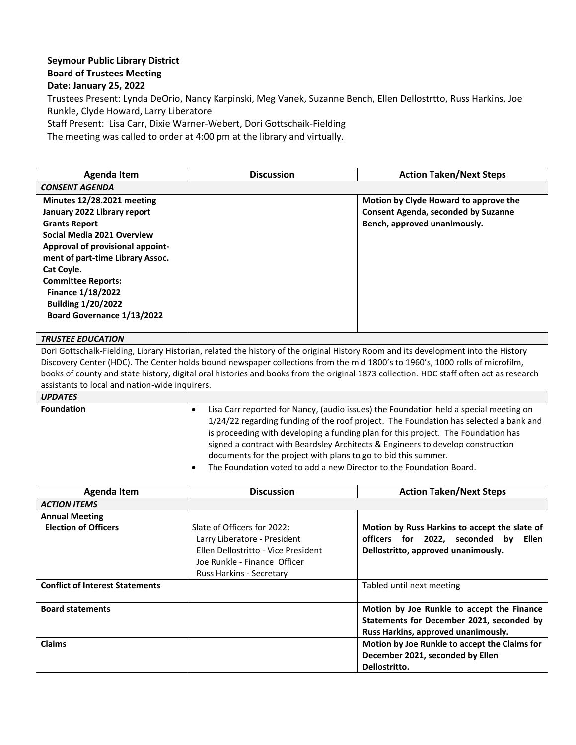**Seymour Public Library District**
**Board of Trustees Meeting**
**Date: January 25, 2022**

Trustees Present: Lynda DeOrio, Nancy Karpinski, Meg Vanek, Suzanne Bench, Ellen Dellostrtto, Russ Harkins, Joe Runkle, Clyde Howard, Larry Liberatore

Staff Present: Lisa Carr, Dixie Warner-Webert, Dori Gottschaik-Fielding

The meeting was called to order at 4:00 pm at the library and virtually.

| Agenda Item | Discussion | Action Taken/Next Steps |
|---|---|---|
| ***CONSENT AGENDA*** | | |
| **Minutes 12/28.2021 meeting**<br>**January 2022 Library report**<br>**Grants Report**<br>**Social Media 2021 Overview**<br>**Approval of provisional appoint-ment of part-time Library Assoc. Cat Coyle.**<br>**Committee Reports:**<br>**Finance 1/18/2022**<br>**Building 1/20/2022**<br>**Board Governance 1/13/2022** | | **Motion by Clyde Howard to approve the Consent Agenda, seconded by Suzanne Bench, approved unanimously.** |
| ***TRUSTEE EDUCATION*** | | |
| Dori Gottschalk-Fielding, Library Historian, related the history of the original History Room and its development into the History Discovery Center (HDC). The Center holds bound newspaper collections from the mid 1800's to 1960's, 1000 rolls of microfilm, books of county and state history, digital oral histories and books from the original 1873 collection. HDC staff often act as research assistants to local and nation-wide inquirers. | | |
| ***UPDATES*** | | |
| **Foundation** | • Lisa Carr reported for Nancy, (audio issues) the Foundation held a special meeting on 1/24/22 regarding funding of the roof project. The Foundation has selected a bank and is proceeding with developing a funding plan for this project. The Foundation has signed a contract with Beardsley Architects & Engineers to develop construction documents for the project with plans to go to bid this summer.<br>• The Foundation voted to add a new Director to the Foundation Board. | |
| **Agenda Item** | **Discussion** | **Action Taken/Next Steps** |
| ***ACTION ITEMS*** | | |
| **Annual Meeting**<br>**Election of Officers** | Slate of Officers for 2022:<br>Larry Liberatore - President<br>Ellen Dellostritto - Vice President<br>Joe Runkle - Finance Officer<br>Russ Harkins - Secretary | **Motion by Russ Harkins to accept the slate of officers for 2022, seconded by Ellen Dellostritto, approved unanimously.** |
| **Conflict of Interest Statements** | | Tabled until next meeting |
| **Board statements** | | **Motion by Joe Runkle to accept the Finance Statements for December 2021, seconded by Russ Harkins, approved unanimously.** |
| **Claims** | | **Motion by Joe Runkle to accept the Claims for December 2021, seconded by Ellen Dellostritto.** |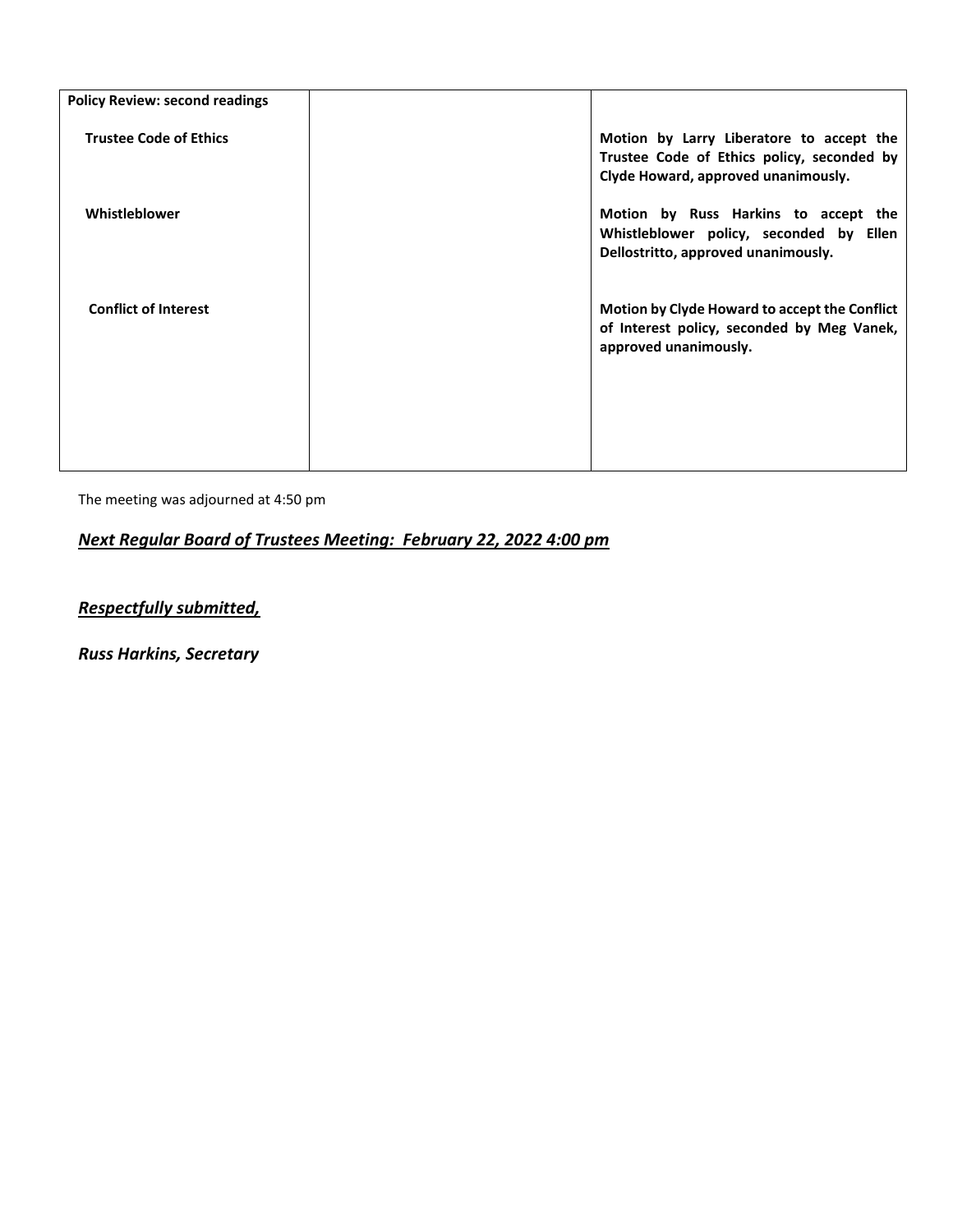| | | |
|---|---|---|
| **Policy Review: second readings** | | |
| **Trustee Code of Ethics** | | **Motion by Larry Liberatore to accept the Trustee Code of Ethics policy, seconded by Clyde Howard, approved unanimously.** |
| **Whistleblower** | | **Motion by Russ Harkins to accept the Whistleblower policy, seconded by Ellen Dellostritto, approved unanimously.** |
| **Conflict of Interest** | | **Motion by Clyde Howard to accept the Conflict of Interest policy, seconded by Meg Vanek, approved unanimously.** |

The meeting was adjourned at 4:50 pm

***Next Regular Board of Trustees Meeting: February 22, 2022 4:00 pm***

***Respectfully submitted,***

***Russ Harkins, Secretary***